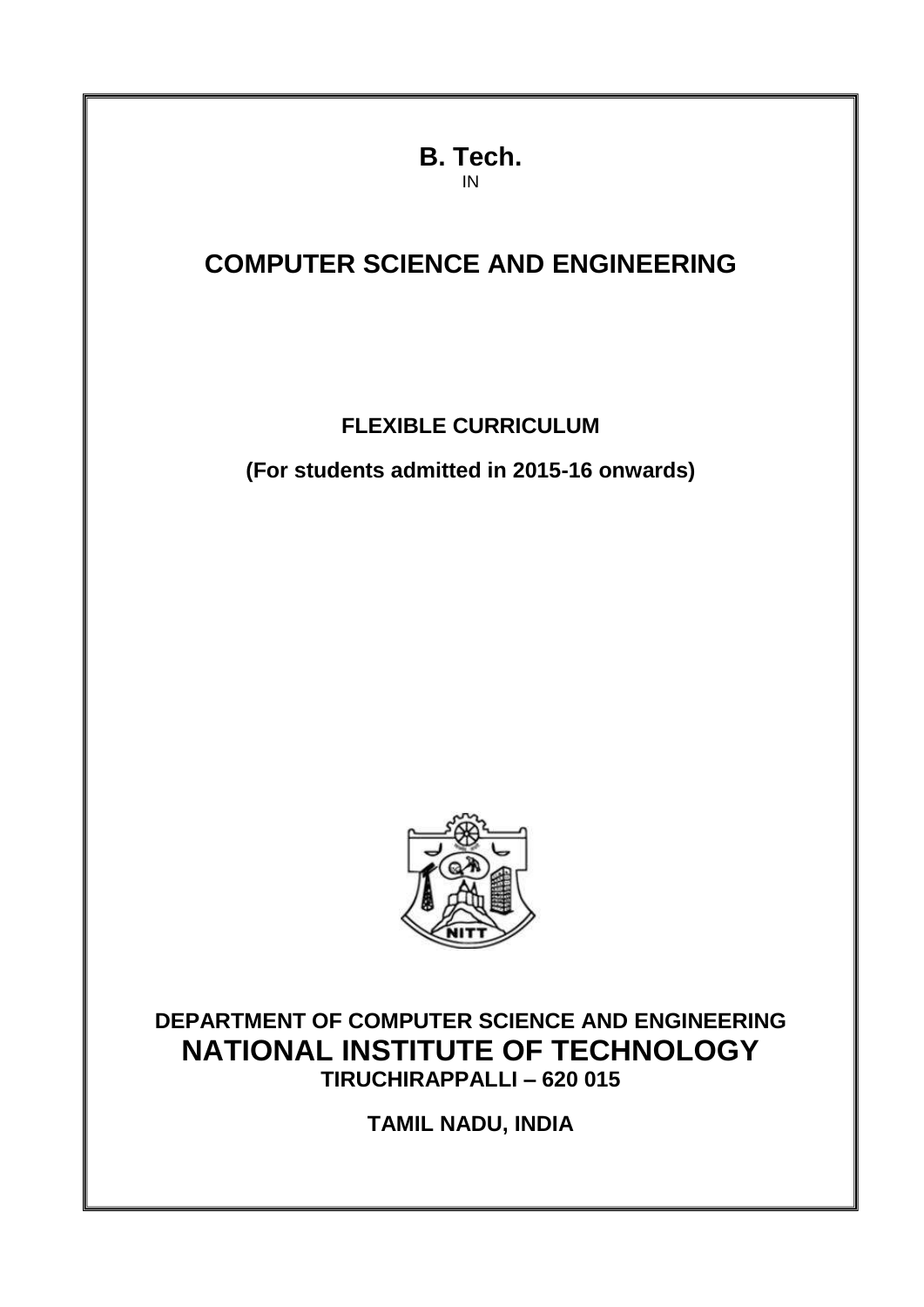# B. Tech.

IN

# COMPUTER SCIENCE AND ENGINEERING

**FLEXIBLE CURRICULUM**

**(For students admitted in 2015-16 onwards)**

**DEPARTMENT OF COMPUTER SCIENCE AND ENGINEERING**

## NATIONAL INSTITUTE OF TECHNOLOGY

**TIRUCHIRAPPALLI – 620 015**

**TAMIL NADU, INDIA**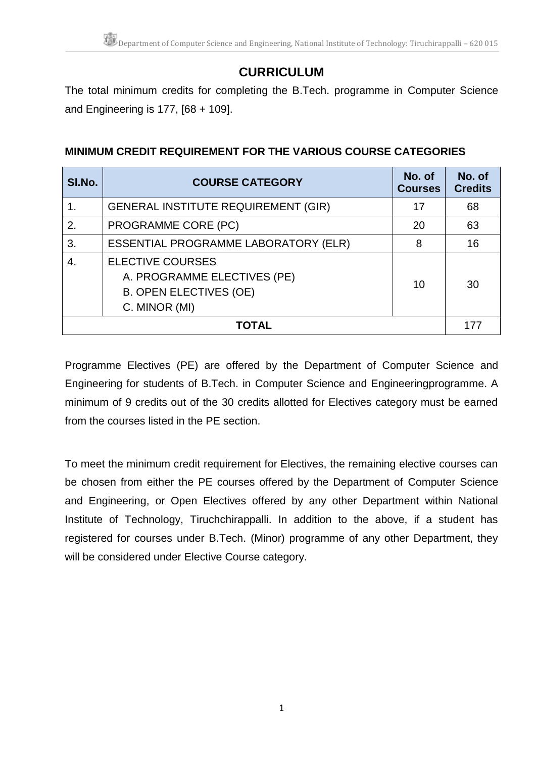# CURRICULUM

The total minimum credits for completing the B.Tech. programme in Computer Science and Engineering is 177, [68 + 109].

**MINIMUM CREDIT REQUIREMENT FOR THE VARIOUS COURSE CATEGORIES**

| Sl.No. | COURSE CATEGORY | No. of Courses | No. of Credits |
|---|---|---|---|
| 1. | GENERAL INSTITUTE REQUIREMENT (GIR) | 17 | 68 |
| 2. | PROGRAMME CORE (PC) | 20 | 63 |
| 3. | ESSENTIAL PROGRAMME LABORATORY (ELR) | 8 | 16 |
| 4. | ELECTIVE COURSES<br>A. PROGRAMME ELECTIVES (PE)<br>B. OPEN ELECTIVES (OE)<br>C. MINOR (MI) | 10 | 30 |
| **TOTAL** | | | 177 |

Programme Electives (PE) are offered by the Department of Computer Science and Engineering for students of B.Tech. in Computer Science and Engineeringprogramme. A minimum of 9 credits out of the 30 credits allotted for Electives category must be earned from the courses listed in the PE section.

To meet the minimum credit requirement for Electives, the remaining elective courses can be chosen from either the PE courses offered by the Department of Computer Science and Engineering, or Open Electives offered by any other Department within National Institute of Technology, Tiruchchirappalli. In addition to the above, if a student has registered for courses under B.Tech. (Minor) programme of any other Department, they will be considered under Elective Course category.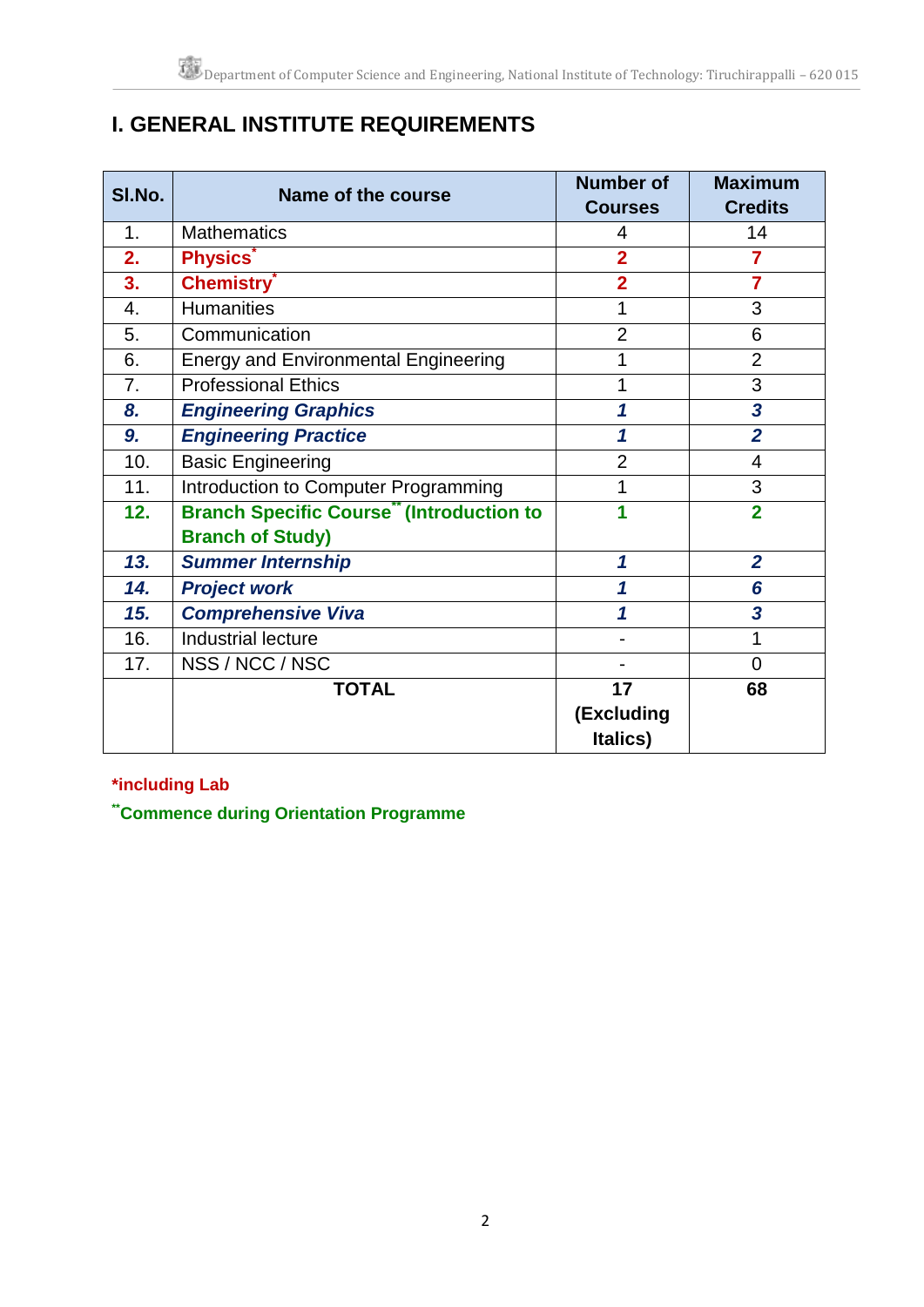# I. GENERAL INSTITUTE REQUIREMENTS

| Sl.No. | Name of the course | Number of Courses | Maximum Credits |
|---|---|---|---|
| 1. | Mathematics | 4 | 14 |
| **2.** | **Physics*** | **2** | **7** |
| **3.** | **Chemistry*** | **2** | **7** |
| 4. | Humanities | 1 | 3 |
| 5. | Communication | 2 | 6 |
| 6. | Energy and Environmental Engineering | 1 | 2 |
| 7. | Professional Ethics | 1 | 3 |
| ***8.*** | ***Engineering Graphics*** | ***1*** | ***3*** |
| ***9.*** | ***Engineering Practice*** | ***1*** | ***2*** |
| 10. | Basic Engineering | 2 | 4 |
| 11. | Introduction to Computer Programming | 1 | 3 |
| **12.** | **Branch Specific Course** (Introduction to Branch of Study)** | **1** | **2** |
| ***13.*** | ***Summer Internship*** | ***1*** | ***2*** |
| ***14.*** | ***Project work*** | ***1*** | ***6*** |
| ***15.*** | ***Comprehensive Viva*** | ***1*** | ***3*** |
| 16. | Industrial lecture | - | 1 |
| 17. | NSS / NCC / NSC | - | 0 |
| | **TOTAL** | **17 (Excluding Italics)** | **68** |

***including Lab**

****Commence during Orientation Programme**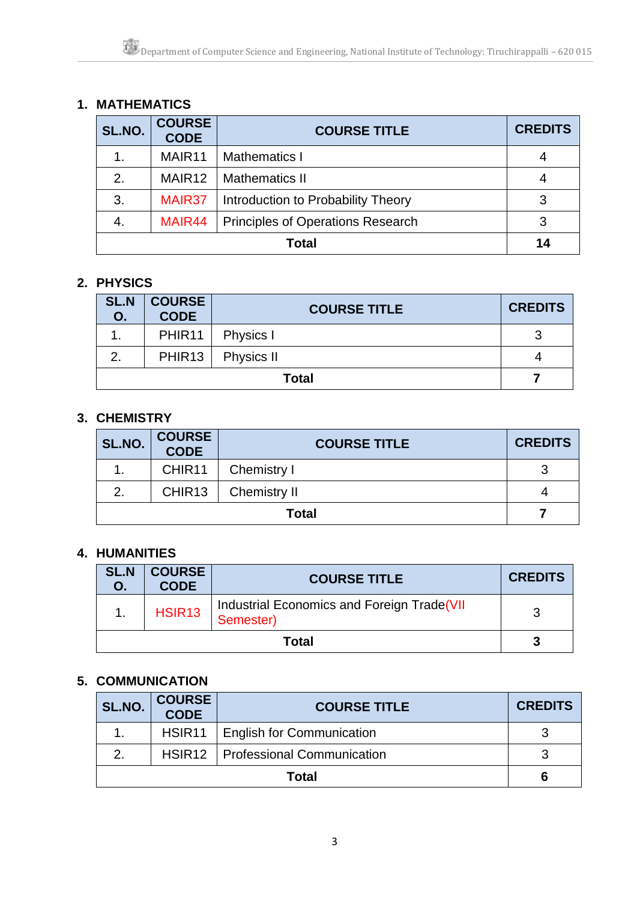## 1. MATHEMATICS

| SL.NO. | COURSE CODE | COURSE TITLE | CREDITS |
|---|---|---|---|
| 1. | MAIR11 | Mathematics I | 4 |
| 2. | MAIR12 | Mathematics II | 4 |
| 3. | MAIR37 | Introduction to Probability Theory | 3 |
| 4. | MAIR44 | Principles of Operations Research | 3 |
| **Total** | | | **14** |

## 2. PHYSICS

| SL.NO. | COURSE CODE | COURSE TITLE | CREDITS |
|---|---|---|---|
| 1. | PHIR11 | Physics I | 3 |
| 2. | PHIR13 | Physics II | 4 |
| **Total** | | | **7** |

## 3. CHEMISTRY

| SL.NO. | COURSE CODE | COURSE TITLE | CREDITS |
|---|---|---|---|
| 1. | CHIR11 | Chemistry I | 3 |
| 2. | CHIR13 | Chemistry II | 4 |
| **Total** | | | **7** |

## 4. HUMANITIES

| SL.NO. | COURSE CODE | COURSE TITLE | CREDITS |
|---|---|---|---|
| 1. | HSIR13 | Industrial Economics and Foreign Trade(VII Semester) | 3 |
| **Total** | | | **3** |

## 5. COMMUNICATION

| SL.NO. | COURSE CODE | COURSE TITLE | CREDITS |
|---|---|---|---|
| 1. | HSIR11 | English for Communication | 3 |
| 2. | HSIR12 | Professional Communication | 3 |
| **Total** | | | **6** |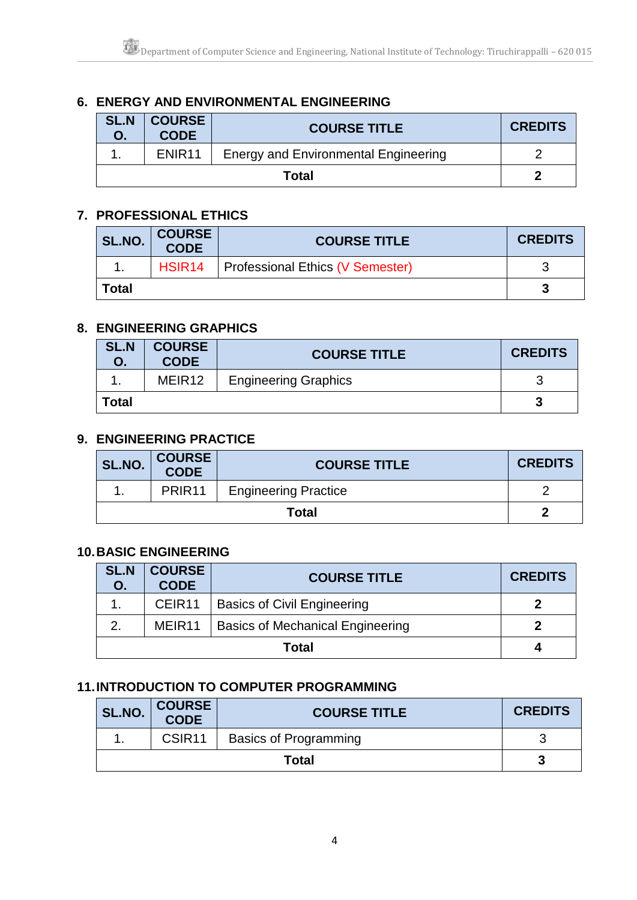## 6. ENERGY AND ENVIRONMENTAL ENGINEERING

| SL.NO. | COURSE CODE | COURSE TITLE | CREDITS |
|---|---|---|---|
| 1. | ENIR11 | Energy and Environmental Engineering | 2 |
| **Total** | | | **2** |

## 7. PROFESSIONAL ETHICS

| SL.NO. | COURSE CODE | COURSE TITLE | CREDITS |
|---|---|---|---|
| 1. | HSIR14 | Professional Ethics (V Semester) | 3 |
| **Total** | | | **3** |

## 8. ENGINEERING GRAPHICS

| SL.NO. | COURSE CODE | COURSE TITLE | CREDITS |
|---|---|---|---|
| 1. | MEIR12 | Engineering Graphics | 3 |
| **Total** | | | **3** |

## 9. ENGINEERING PRACTICE

| SL.NO. | COURSE CODE | COURSE TITLE | CREDITS |
|---|---|---|---|
| 1. | PRIR11 | Engineering Practice | 2 |
| **Total** | | | **2** |

## 10. BASIC ENGINEERING

| SL.NO. | COURSE CODE | COURSE TITLE | CREDITS |
|---|---|---|---|
| 1. | CEIR11 | Basics of Civil Engineering | **2** |
| 2. | MEIR11 | Basics of Mechanical Engineering | **2** |
| **Total** | | | **4** |

## 11. INTRODUCTION TO COMPUTER PROGRAMMING

| SL.NO. | COURSE CODE | COURSE TITLE | CREDITS |
|---|---|---|---|
| 1. | CSIR11 | Basics of Programming | 3 |
| **Total** | | | **3** |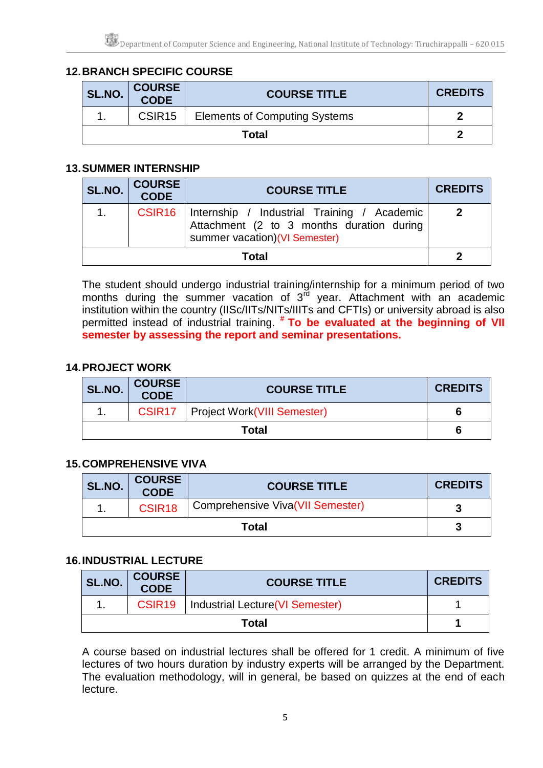## 12. BRANCH SPECIFIC COURSE

| SL.NO. | COURSE CODE | COURSE TITLE | CREDITS |
|---|---|---|---|
| 1. | CSIR15 | Elements of Computing Systems | **2** |
| | | **Total** | **2** |

## 13. SUMMER INTERNSHIP

| SL.NO. | COURSE CODE | COURSE TITLE | CREDITS |
|---|---|---|---|
| 1. | CSIR16 | Internship / Industrial Training / Academic Attachment (2 to 3 months duration during summer vacation)(VI Semester) | **2** |
| | | **Total** | **2** |

The student should undergo industrial training/internship for a minimum period of two months during the summer vacation of 3rd year. Attachment with an academic institution within the country (IISc/IITs/NITs/IIITs and CFTIs) or university abroad is also permitted instead of industrial training. # **To be evaluated at the beginning of VII semester by assessing the report and seminar presentations.**

## 14. PROJECT WORK

| SL.NO. | COURSE CODE | COURSE TITLE | CREDITS |
|---|---|---|---|
| 1. | CSIR17 | Project Work(VIII Semester) | **6** |
| | | **Total** | **6** |

## 15. COMPREHENSIVE VIVA

| SL.NO. | COURSE CODE | COURSE TITLE | CREDITS |
|---|---|---|---|
| 1. | CSIR18 | Comprehensive Viva(VII Semester) | **3** |
| | | **Total** | **3** |

## 16. INDUSTRIAL LECTURE

| SL.NO. | COURSE CODE | COURSE TITLE | CREDITS |
|---|---|---|---|
| 1. | CSIR19 | Industrial Lecture(VI Semester) | 1 |
| | | **Total** | **1** |

A course based on industrial lectures shall be offered for 1 credit. A minimum of five lectures of two hours duration by industry experts will be arranged by the Department. The evaluation methodology, will in general, be based on quizzes at the end of each lecture.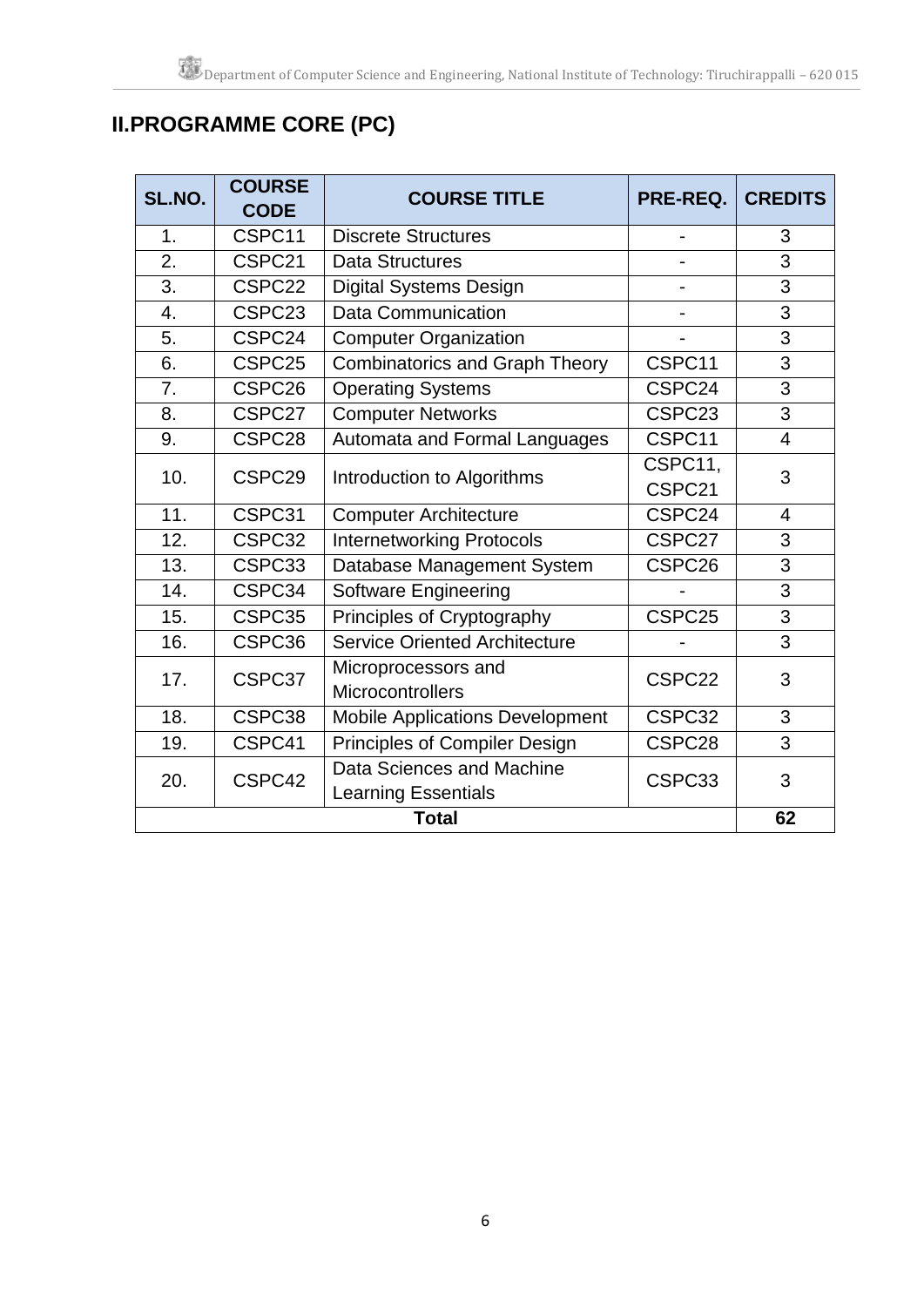## II.PROGRAMME CORE (PC)

| SL.NO. | COURSE CODE | COURSE TITLE | PRE-REQ. | CREDITS |
|---|---|---|---|---|
| 1. | CSPC11 | Discrete Structures | - | 3 |
| 2. | CSPC21 | Data Structures | - | 3 |
| 3. | CSPC22 | Digital Systems Design | - | 3 |
| 4. | CSPC23 | Data Communication | - | 3 |
| 5. | CSPC24 | Computer Organization | - | 3 |
| 6. | CSPC25 | Combinatorics and Graph Theory | CSPC11 | 3 |
| 7. | CSPC26 | Operating Systems | CSPC24 | 3 |
| 8. | CSPC27 | Computer Networks | CSPC23 | 3 |
| 9. | CSPC28 | Automata and Formal Languages | CSPC11 | 4 |
| 10. | CSPC29 | Introduction to Algorithms | CSPC11, CSPC21 | 3 |
| 11. | CSPC31 | Computer Architecture | CSPC24 | 4 |
| 12. | CSPC32 | Internetworking Protocols | CSPC27 | 3 |
| 13. | CSPC33 | Database Management System | CSPC26 | 3 |
| 14. | CSPC34 | Software Engineering | - | 3 |
| 15. | CSPC35 | Principles of Cryptography | CSPC25 | 3 |
| 16. | CSPC36 | Service Oriented Architecture | - | 3 |
| 17. | CSPC37 | Microprocessors and Microcontrollers | CSPC22 | 3 |
| 18. | CSPC38 | Mobile Applications Development | CSPC32 | 3 |
| 19. | CSPC41 | Principles of Compiler Design | CSPC28 | 3 |
| 20. | CSPC42 | Data Sciences and Machine Learning Essentials | CSPC33 | 3 |
| **Total** | | | | **62** |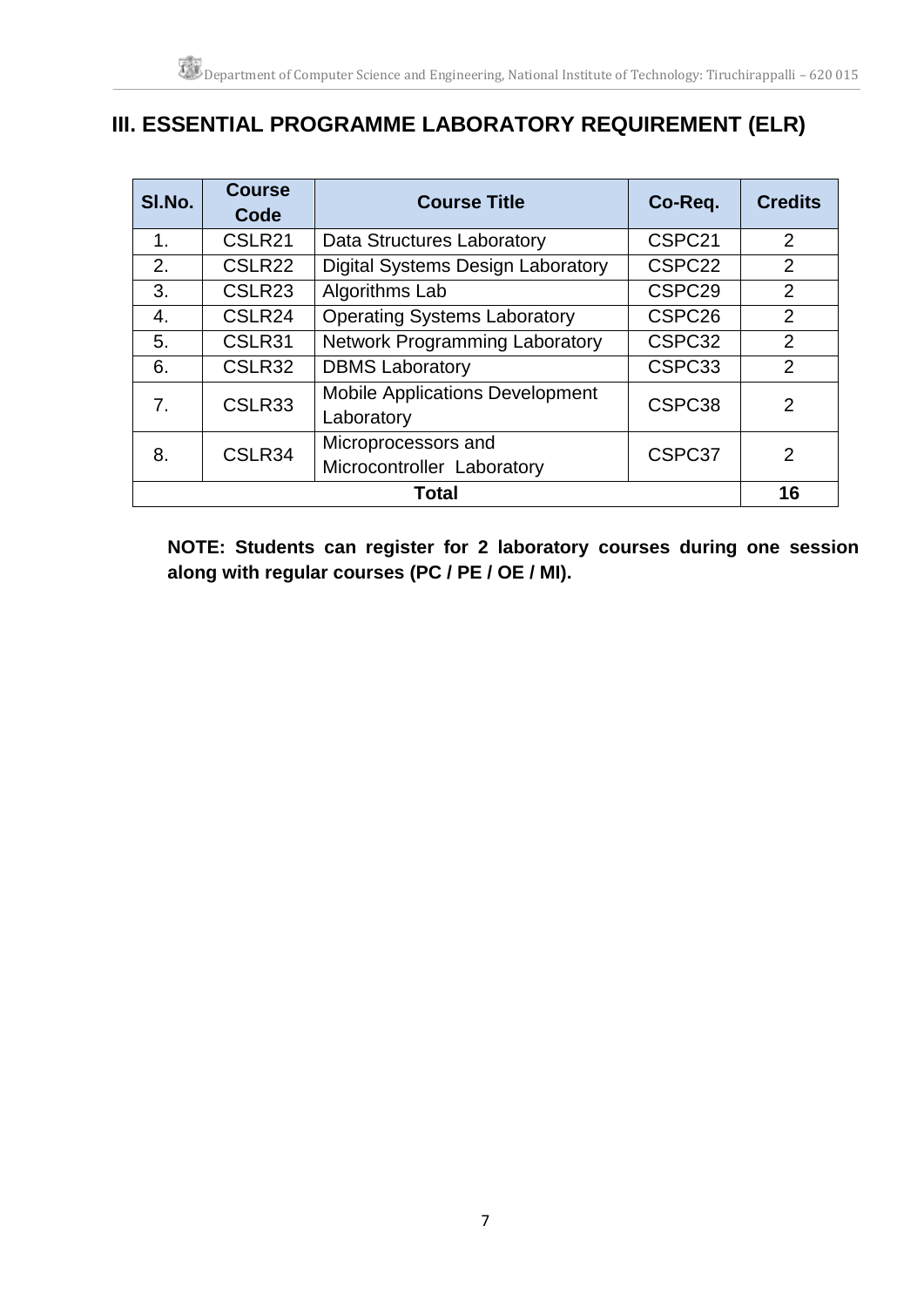## III. ESSENTIAL PROGRAMME LABORATORY REQUIREMENT (ELR)

| Sl.No. | Course Code | Course Title | Co-Req. | Credits |
|---|---|---|---|---|
| 1. | CSLR21 | Data Structures Laboratory | CSPC21 | 2 |
| 2. | CSLR22 | Digital Systems Design Laboratory | CSPC22 | 2 |
| 3. | CSLR23 | Algorithms Lab | CSPC29 | 2 |
| 4. | CSLR24 | Operating Systems Laboratory | CSPC26 | 2 |
| 5. | CSLR31 | Network Programming Laboratory | CSPC32 | 2 |
| 6. | CSLR32 | DBMS Laboratory | CSPC33 | 2 |
| 7. | CSLR33 | Mobile Applications Development Laboratory | CSPC38 | 2 |
| 8. | CSLR34 | Microprocessors and Microcontroller Laboratory | CSPC37 | 2 |
| **Total** | | | | **16** |

**NOTE: Students can register for 2 laboratory courses during one session along with regular courses (PC / PE / OE / MI).**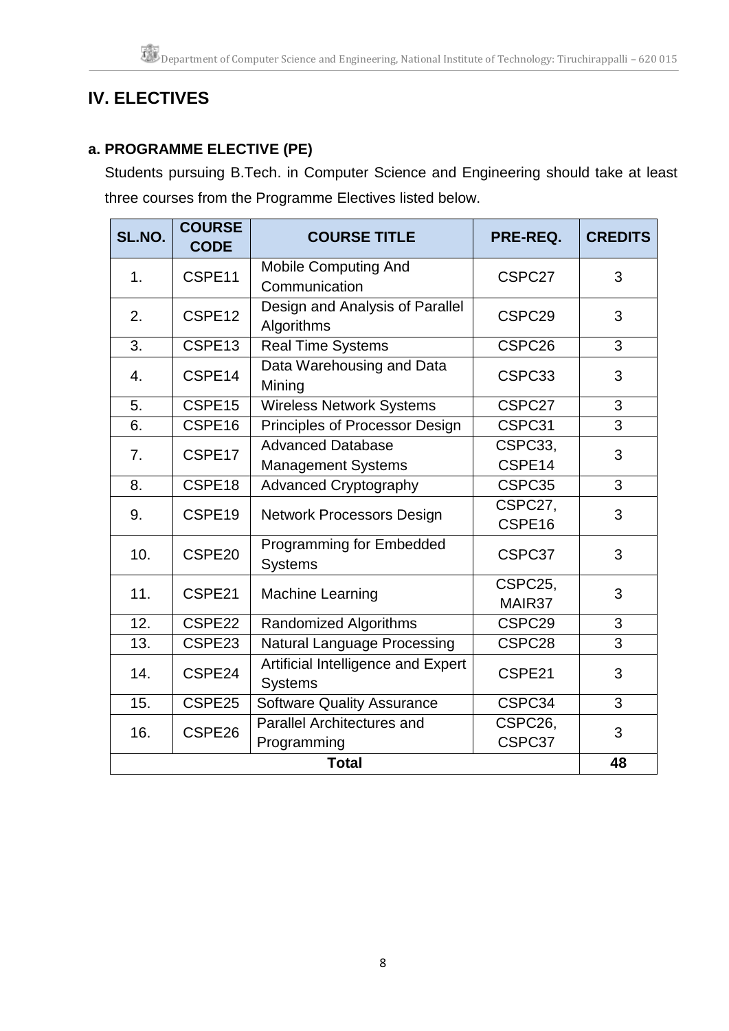## IV. ELECTIVES

### a. PROGRAMME ELECTIVE (PE)

Students pursuing B.Tech. in Computer Science and Engineering should take at least three courses from the Programme Electives listed below.

| SL.NO. | COURSE CODE | COURSE TITLE | PRE-REQ. | CREDITS |
|---|---|---|---|---|
| 1. | CSPE11 | Mobile Computing And Communication | CSPC27 | 3 |
| 2. | CSPE12 | Design and Analysis of Parallel Algorithms | CSPC29 | 3 |
| 3. | CSPE13 | Real Time Systems | CSPC26 | 3 |
| 4. | CSPE14 | Data Warehousing and Data Mining | CSPC33 | 3 |
| 5. | CSPE15 | Wireless Network Systems | CSPC27 | 3 |
| 6. | CSPE16 | Principles of Processor Design | CSPC31 | 3 |
| 7. | CSPE17 | Advanced Database Management Systems | CSPC33, CSPE14 | 3 |
| 8. | CSPE18 | Advanced Cryptography | CSPC35 | 3 |
| 9. | CSPE19 | Network Processors Design | CSPC27, CSPE16 | 3 |
| 10. | CSPE20 | Programming for Embedded Systems | CSPC37 | 3 |
| 11. | CSPE21 | Machine Learning | CSPC25, MAIR37 | 3 |
| 12. | CSPE22 | Randomized Algorithms | CSPC29 | 3 |
| 13. | CSPE23 | Natural Language Processing | CSPC28 | 3 |
| 14. | CSPE24 | Artificial Intelligence and Expert Systems | CSPE21 | 3 |
| 15. | CSPE25 | Software Quality Assurance | CSPC34 | 3 |
| 16. | CSPE26 | Parallel Architectures and Programming | CSPC26, CSPC37 | 3 |
| **Total** | | | | **48** |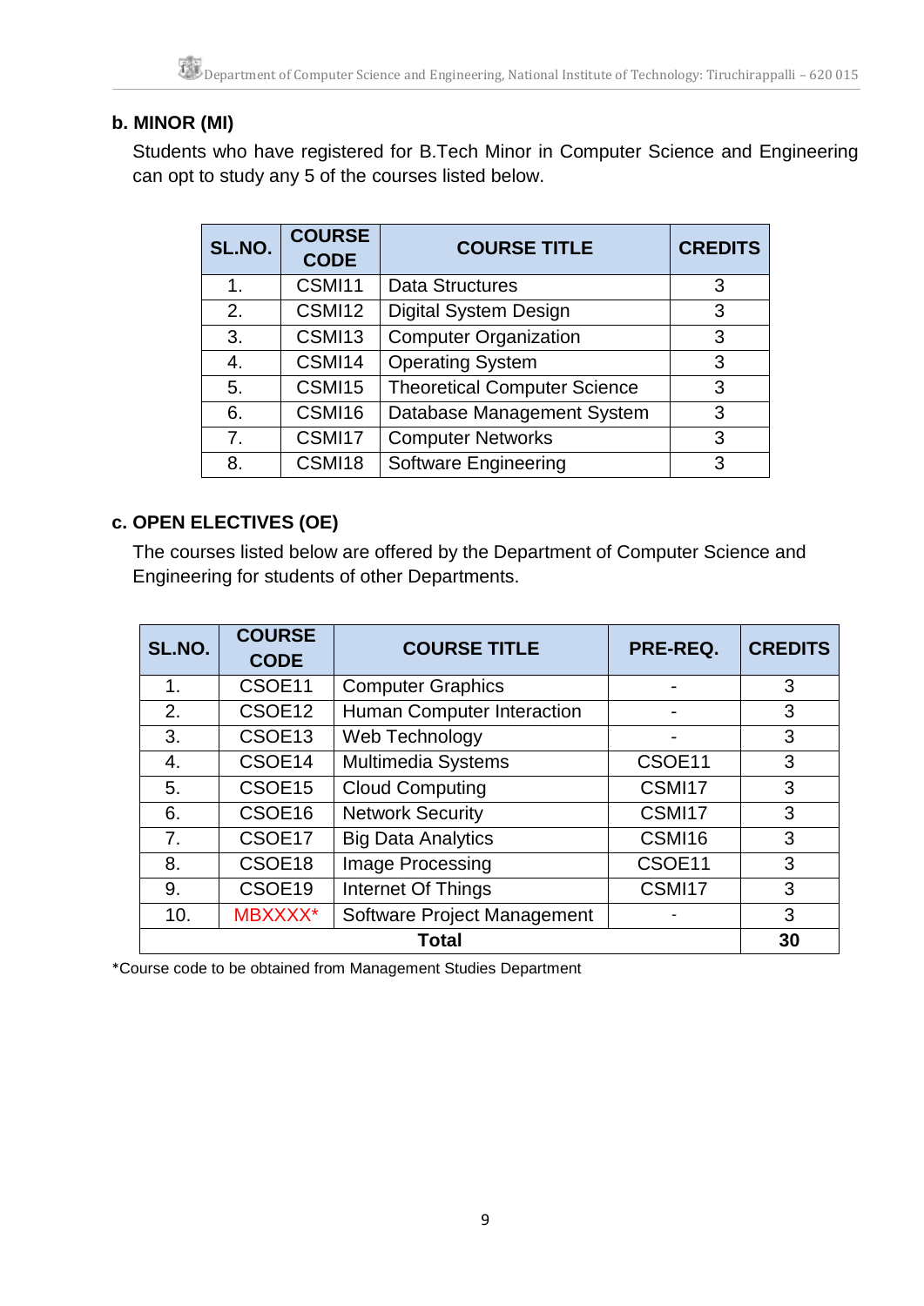### b. MINOR (MI)

Students who have registered for B.Tech Minor in Computer Science and Engineering can opt to study any 5 of the courses listed below.

| SL.NO. | COURSE CODE | COURSE TITLE | CREDITS |
|---|---|---|---|
| 1. | CSMI11 | Data Structures | 3 |
| 2. | CSMI12 | Digital System Design | 3 |
| 3. | CSMI13 | Computer Organization | 3 |
| 4. | CSMI14 | Operating System | 3 |
| 5. | CSMI15 | Theoretical Computer Science | 3 |
| 6. | CSMI16 | Database Management System | 3 |
| 7. | CSMI17 | Computer Networks | 3 |
| 8. | CSMI18 | Software Engineering | 3 |

### c. OPEN ELECTIVES (OE)

The courses listed below are offered by the Department of Computer Science and Engineering for students of other Departments.

| SL.NO. | COURSE CODE | COURSE TITLE | PRE-REQ. | CREDITS |
|---|---|---|---|---|
| 1. | CSOE11 | Computer Graphics | - | 3 |
| 2. | CSOE12 | Human Computer Interaction | - | 3 |
| 3. | CSOE13 | Web Technology | - | 3 |
| 4. | CSOE14 | Multimedia Systems | CSOE11 | 3 |
| 5. | CSOE15 | Cloud Computing | CSMI17 | 3 |
| 6. | CSOE16 | Network Security | CSMI17 | 3 |
| 7. | CSOE17 | Big Data Analytics | CSMI16 | 3 |
| 8. | CSOE18 | Image Processing | CSOE11 | 3 |
| 9. | CSOE19 | Internet Of Things | CSMI17 | 3 |
| 10. | MBXXXX* | Software Project Management | - | 3 |
| **Total** | | | | **30** |

*Course code to be obtained from Management Studies Department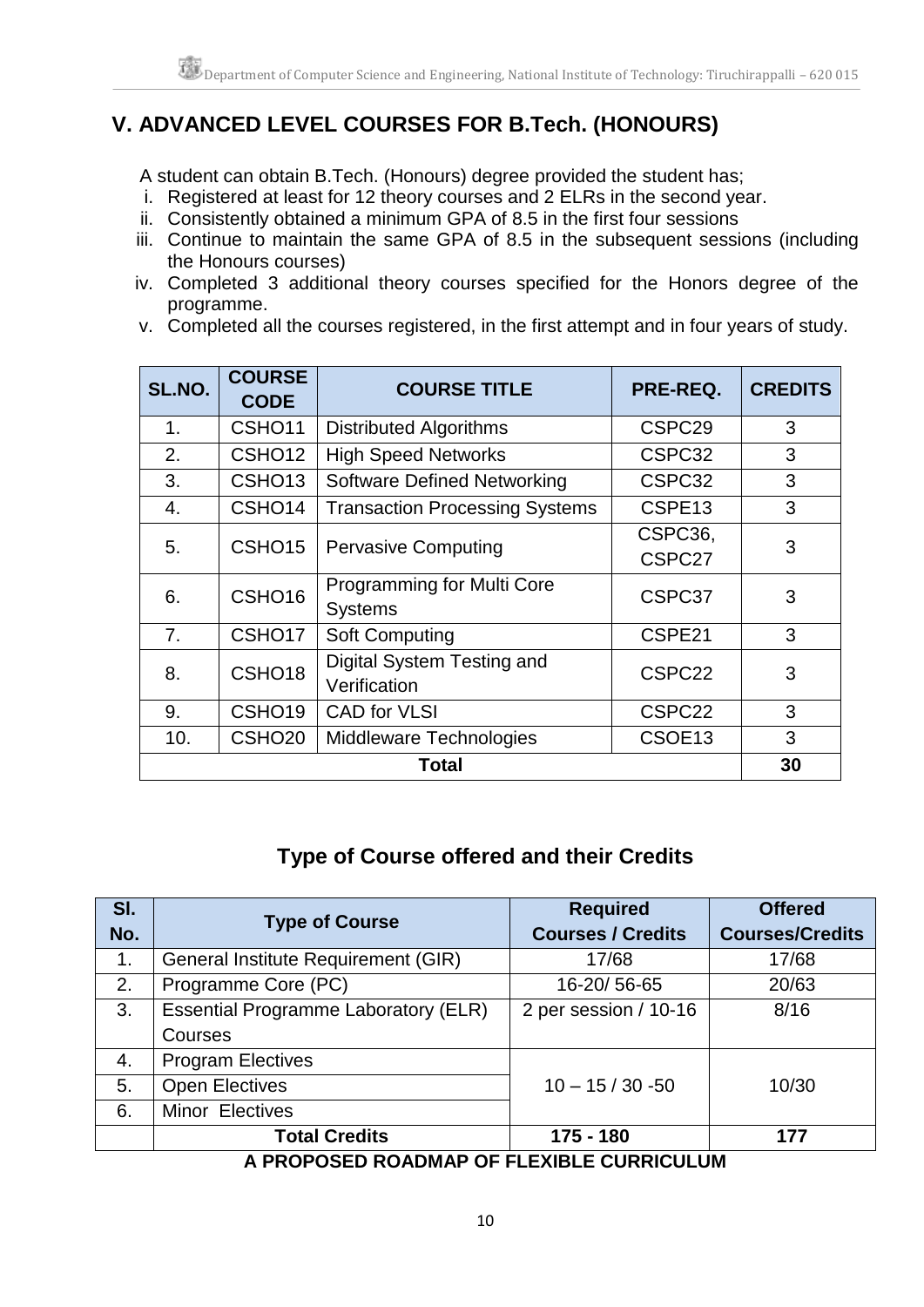## V. ADVANCED LEVEL COURSES FOR B.Tech. (HONOURS)

A student can obtain B.Tech. (Honours) degree provided the student has;

i. Registered at least for 12 theory courses and 2 ELRs in the second year.
ii. Consistently obtained a minimum GPA of 8.5 in the first four sessions
iii. Continue to maintain the same GPA of 8.5 in the subsequent sessions (including the Honours courses)
iv. Completed 3 additional theory courses specified for the Honors degree of the programme.
v. Completed all the courses registered, in the first attempt and in four years of study.

| SL.NO. | COURSE CODE | COURSE TITLE | PRE-REQ. | CREDITS |
|---|---|---|---|---|
| 1. | CSHO11 | Distributed Algorithms | CSPC29 | 3 |
| 2. | CSHO12 | High Speed Networks | CSPC32 | 3 |
| 3. | CSHO13 | Software Defined Networking | CSPC32 | 3 |
| 4. | CSHO14 | Transaction Processing Systems | CSPE13 | 3 |
| 5. | CSHO15 | Pervasive Computing | CSPC36, CSPC27 | 3 |
| 6. | CSHO16 | Programming for Multi Core Systems | CSPC37 | 3 |
| 7. | CSHO17 | Soft Computing | CSPE21 | 3 |
| 8. | CSHO18 | Digital System Testing and Verification | CSPC22 | 3 |
| 9. | CSHO19 | CAD for VLSI | CSPC22 | 3 |
| 10. | CSHO20 | Middleware Technologies | CSOE13 | 3 |
| **Total** | | | | **30** |

## Type of Course offered and their Credits

| Sl. No. | Type of Course | Required Courses / Credits | Offered Courses/Credits |
|---|---|---|---|
| 1. | General Institute Requirement (GIR) | 17/68 | 17/68 |
| 2. | Programme Core (PC) | 16-20/ 56-65 | 20/63 |
| 3. | Essential Programme Laboratory (ELR) Courses | 2 per session / 10-16 | 8/16 |
| 4. | Program Electives | 10 – 15 / 30 -50 | 10/30 |
| 5. | Open Electives | | |
| 6. | Minor Electives | | |
| | **Total Credits** | **175 - 180** | **177** |

**A PROPOSED ROADMAP OF FLEXIBLE CURRICULUM**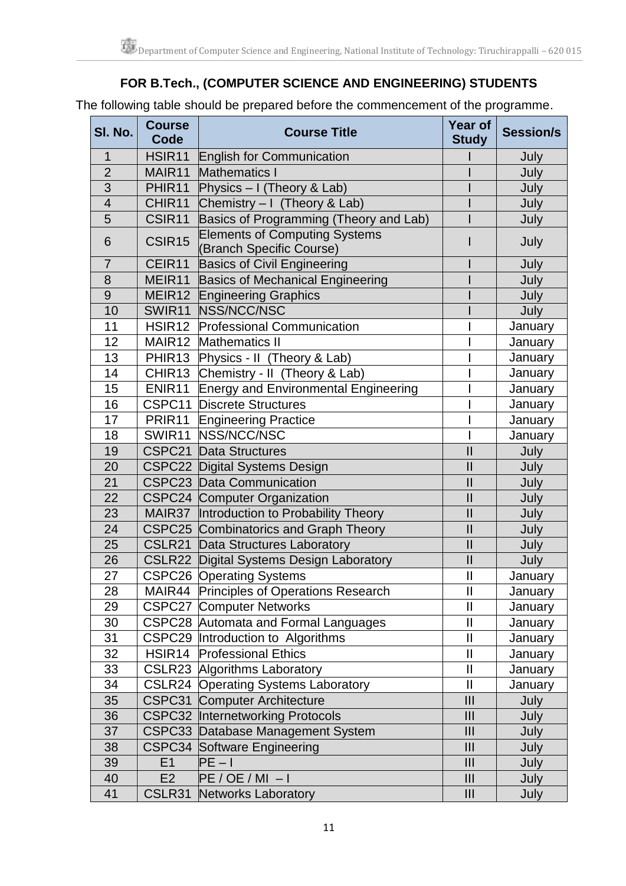## FOR B.Tech., (COMPUTER SCIENCE AND ENGINEERING) STUDENTS

The following table should be prepared before the commencement of the programme.

| Sl. No. | Course Code | Course Title | Year of Study | Session/s |
|---|---|---|---|---|
| 1 | HSIR11 | English for Communication | I | July |
| 2 | MAIR11 | Mathematics I | I | July |
| 3 | PHIR11 | Physics – I (Theory & Lab) | I | July |
| 4 | CHIR11 | Chemistry – I (Theory & Lab) | I | July |
| 5 | CSIR11 | Basics of Programming (Theory and Lab) | I | July |
| 6 | CSIR15 | Elements of Computing Systems (Branch Specific Course) | I | July |
| 7 | CEIR11 | Basics of Civil Engineering | I | July |
| 8 | MEIR11 | Basics of Mechanical Engineering | I | July |
| 9 | MEIR12 | Engineering Graphics | I | July |
| 10 | SWIR11 | NSS/NCC/NSC | I | July |
| 11 | HSIR12 | Professional Communication | I | January |
| 12 | MAIR12 | Mathematics II | I | January |
| 13 | PHIR13 | Physics - II (Theory & Lab) | I | January |
| 14 | CHIR13 | Chemistry - II (Theory & Lab) | I | January |
| 15 | ENIR11 | Energy and Environmental Engineering | I | January |
| 16 | CSPC11 | Discrete Structures | I | January |
| 17 | PRIR11 | Engineering Practice | I | January |
| 18 | SWIR11 | NSS/NCC/NSC | I | January |
| 19 | CSPC21 | Data Structures | II | July |
| 20 | CSPC22 | Digital Systems Design | II | July |
| 21 | CSPC23 | Data Communication | II | July |
| 22 | CSPC24 | Computer Organization | II | July |
| 23 | MAIR37 | Introduction to Probability Theory | II | July |
| 24 | CSPC25 | Combinatorics and Graph Theory | II | July |
| 25 | CSLR21 | Data Structures Laboratory | II | July |
| 26 | CSLR22 | Digital Systems Design Laboratory | II | July |
| 27 | CSPC26 | Operating Systems | II | January |
| 28 | MAIR44 | Principles of Operations Research | II | January |
| 29 | CSPC27 | Computer Networks | II | January |
| 30 | CSPC28 | Automata and Formal Languages | II | January |
| 31 | CSPC29 | Introduction to Algorithms | II | January |
| 32 | HSIR14 | Professional Ethics | II | January |
| 33 | CSLR23 | Algorithms Laboratory | II | January |
| 34 | CSLR24 | Operating Systems Laboratory | II | January |
| 35 | CSPC31 | Computer Architecture | III | July |
| 36 | CSPC32 | Internetworking Protocols | III | July |
| 37 | CSPC33 | Database Management System | III | July |
| 38 | CSPC34 | Software Engineering | III | July |
| 39 | E1 | PE – I | III | July |
| 40 | E2 | PE / OE / MI – I | III | July |
| 41 | CSLR31 | Networks Laboratory | III | July |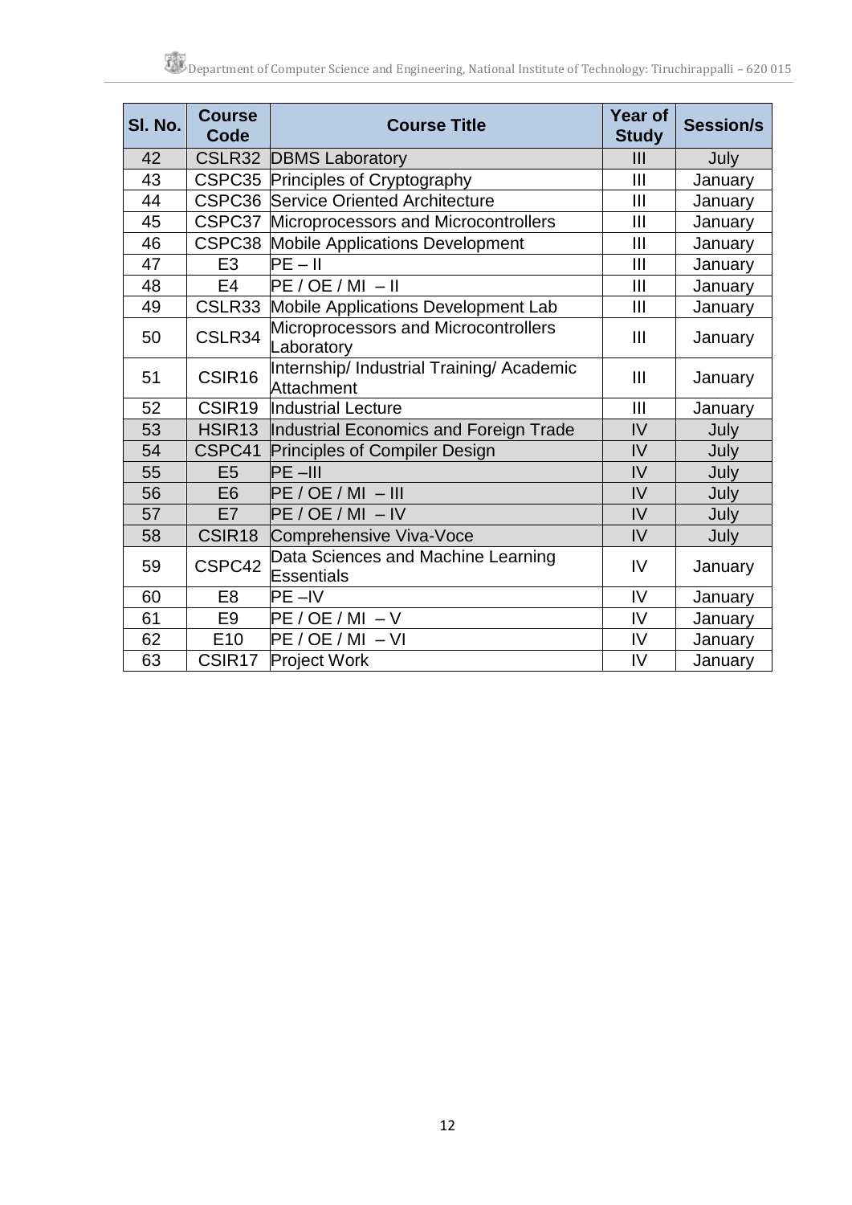| Sl. No. | Course Code | Course Title | Year of Study | Session/s |
|---|---|---|---|---|
| 42 | CSLR32 | DBMS Laboratory | III | July |
| 43 | CSPC35 | Principles of Cryptography | III | January |
| 44 | CSPC36 | Service Oriented Architecture | III | January |
| 45 | CSPC37 | Microprocessors and Microcontrollers | III | January |
| 46 | CSPC38 | Mobile Applications Development | III | January |
| 47 | E3 | PE – II | III | January |
| 48 | E4 | PE / OE / MI – II | III | January |
| 49 | CSLR33 | Mobile Applications Development Lab | III | January |
| 50 | CSLR34 | Microprocessors and Microcontrollers Laboratory | III | January |
| 51 | CSIR16 | Internship/ Industrial Training/ Academic Attachment | III | January |
| 52 | CSIR19 | Industrial Lecture | III | January |
| 53 | HSIR13 | Industrial Economics and Foreign Trade | IV | July |
| 54 | CSPC41 | Principles of Compiler Design | IV | July |
| 55 | E5 | PE –III | IV | July |
| 56 | E6 | PE / OE / MI – III | IV | July |
| 57 | E7 | PE / OE / MI – IV | IV | July |
| 58 | CSIR18 | Comprehensive Viva-Voce | IV | July |
| 59 | CSPC42 | Data Sciences and Machine Learning Essentials | IV | January |
| 60 | E8 | PE –IV | IV | January |
| 61 | E9 | PE / OE / MI – V | IV | January |
| 62 | E10 | PE / OE / MI – VI | IV | January |
| 63 | CSIR17 | Project Work | IV | January |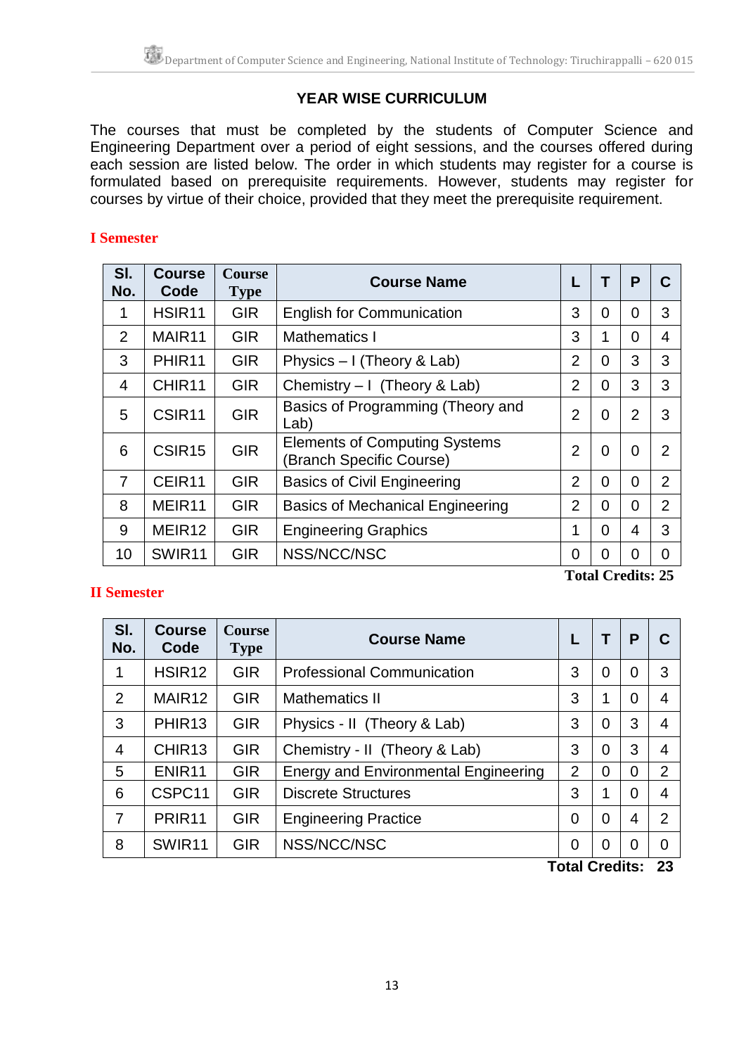## YEAR WISE CURRICULUM

The courses that must be completed by the students of Computer Science and Engineering Department over a period of eight sessions, and the courses offered during each session are listed below. The order in which students may register for a course is formulated based on prerequisite requirements. However, students may register for courses by virtue of their choice, provided that they meet the prerequisite requirement.

### I Semester

| Sl. No. | Course Code | Course Type | Course Name | L | T | P | C |
|---|---|---|---|---|---|---|---|
| 1 | HSIR11 | GIR | English for Communication | 3 | 0 | 0 | 3 |
| 2 | MAIR11 | GIR | Mathematics I | 3 | 1 | 0 | 4 |
| 3 | PHIR11 | GIR | Physics – I (Theory & Lab) | 2 | 0 | 3 | 3 |
| 4 | CHIR11 | GIR | Chemistry – I (Theory & Lab) | 2 | 0 | 3 | 3 |
| 5 | CSIR11 | GIR | Basics of Programming (Theory and Lab) | 2 | 0 | 2 | 3 |
| 6 | CSIR15 | GIR | Elements of Computing Systems (Branch Specific Course) | 2 | 0 | 0 | 2 |
| 7 | CEIR11 | GIR | Basics of Civil Engineering | 2 | 0 | 0 | 2 |
| 8 | MEIR11 | GIR | Basics of Mechanical Engineering | 2 | 0 | 0 | 2 |
| 9 | MEIR12 | GIR | Engineering Graphics | 1 | 0 | 4 | 3 |
| 10 | SWIR11 | GIR | NSS/NCC/NSC | 0 | 0 | 0 | 0 |

**Total Credits: 25**

### II Semester

| Sl. No. | Course Code | Course Type | Course Name | L | T | P | C |
|---|---|---|---|---|---|---|---|
| 1 | HSIR12 | GIR | Professional Communication | 3 | 0 | 0 | 3 |
| 2 | MAIR12 | GIR | Mathematics II | 3 | 1 | 0 | 4 |
| 3 | PHIR13 | GIR | Physics - II (Theory & Lab) | 3 | 0 | 3 | 4 |
| 4 | CHIR13 | GIR | Chemistry - II (Theory & Lab) | 3 | 0 | 3 | 4 |
| 5 | ENIR11 | GIR | Energy and Environmental Engineering | 2 | 0 | 0 | 2 |
| 6 | CSPC11 | GIR | Discrete Structures | 3 | 1 | 0 | 4 |
| 7 | PRIR11 | GIR | Engineering Practice | 0 | 0 | 4 | 2 |
| 8 | SWIR11 | GIR | NSS/NCC/NSC | 0 | 0 | 0 | 0 |

**Total Credits: 23**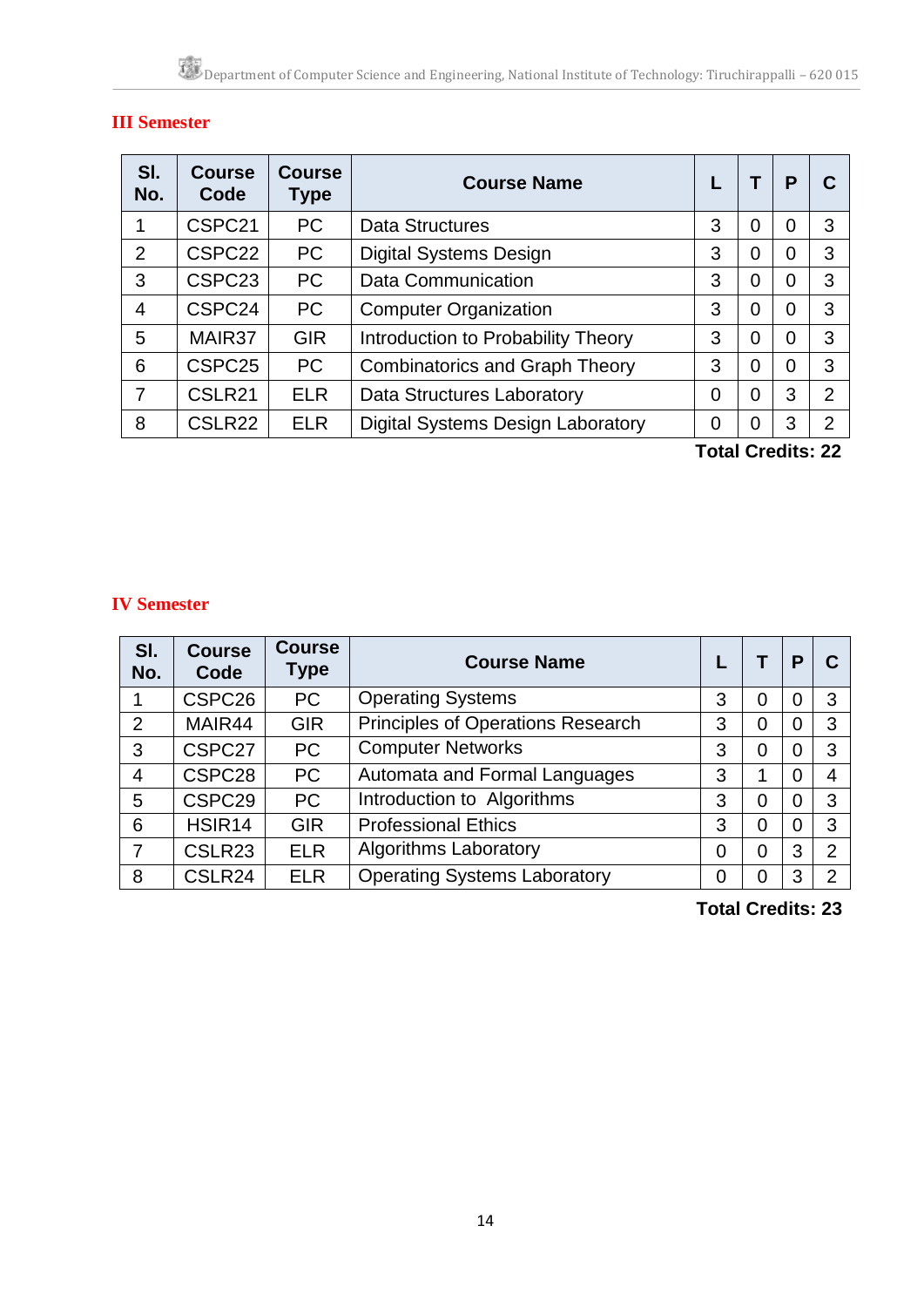## III Semester

| Sl. No. | Course Code | Course Type | Course Name | L | T | P | C |
|---|---|---|---|---|---|---|---|
| 1 | CSPC21 | PC | Data Structures | 3 | 0 | 0 | 3 |
| 2 | CSPC22 | PC | Digital Systems Design | 3 | 0 | 0 | 3 |
| 3 | CSPC23 | PC | Data Communication | 3 | 0 | 0 | 3 |
| 4 | CSPC24 | PC | Computer Organization | 3 | 0 | 0 | 3 |
| 5 | MAIR37 | GIR | Introduction to Probability Theory | 3 | 0 | 0 | 3 |
| 6 | CSPC25 | PC | Combinatorics and Graph Theory | 3 | 0 | 0 | 3 |
| 7 | CSLR21 | ELR | Data Structures Laboratory | 0 | 0 | 3 | 2 |
| 8 | CSLR22 | ELR | Digital Systems Design Laboratory | 0 | 0 | 3 | 2 |

**Total Credits: 22**

## IV Semester

| Sl. No. | Course Code | Course Type | Course Name | L | T | P | C |
|---|---|---|---|---|---|---|---|
| 1 | CSPC26 | PC | Operating Systems | 3 | 0 | 0 | 3 |
| 2 | MAIR44 | GIR | Principles of Operations Research | 3 | 0 | 0 | 3 |
| 3 | CSPC27 | PC | Computer Networks | 3 | 0 | 0 | 3 |
| 4 | CSPC28 | PC | Automata and Formal Languages | 3 | 1 | 0 | 4 |
| 5 | CSPC29 | PC | Introduction to Algorithms | 3 | 0 | 0 | 3 |
| 6 | HSIR14 | GIR | Professional Ethics | 3 | 0 | 0 | 3 |
| 7 | CSLR23 | ELR | Algorithms Laboratory | 0 | 0 | 3 | 2 |
| 8 | CSLR24 | ELR | Operating Systems Laboratory | 0 | 0 | 3 | 2 |

**Total Credits: 23**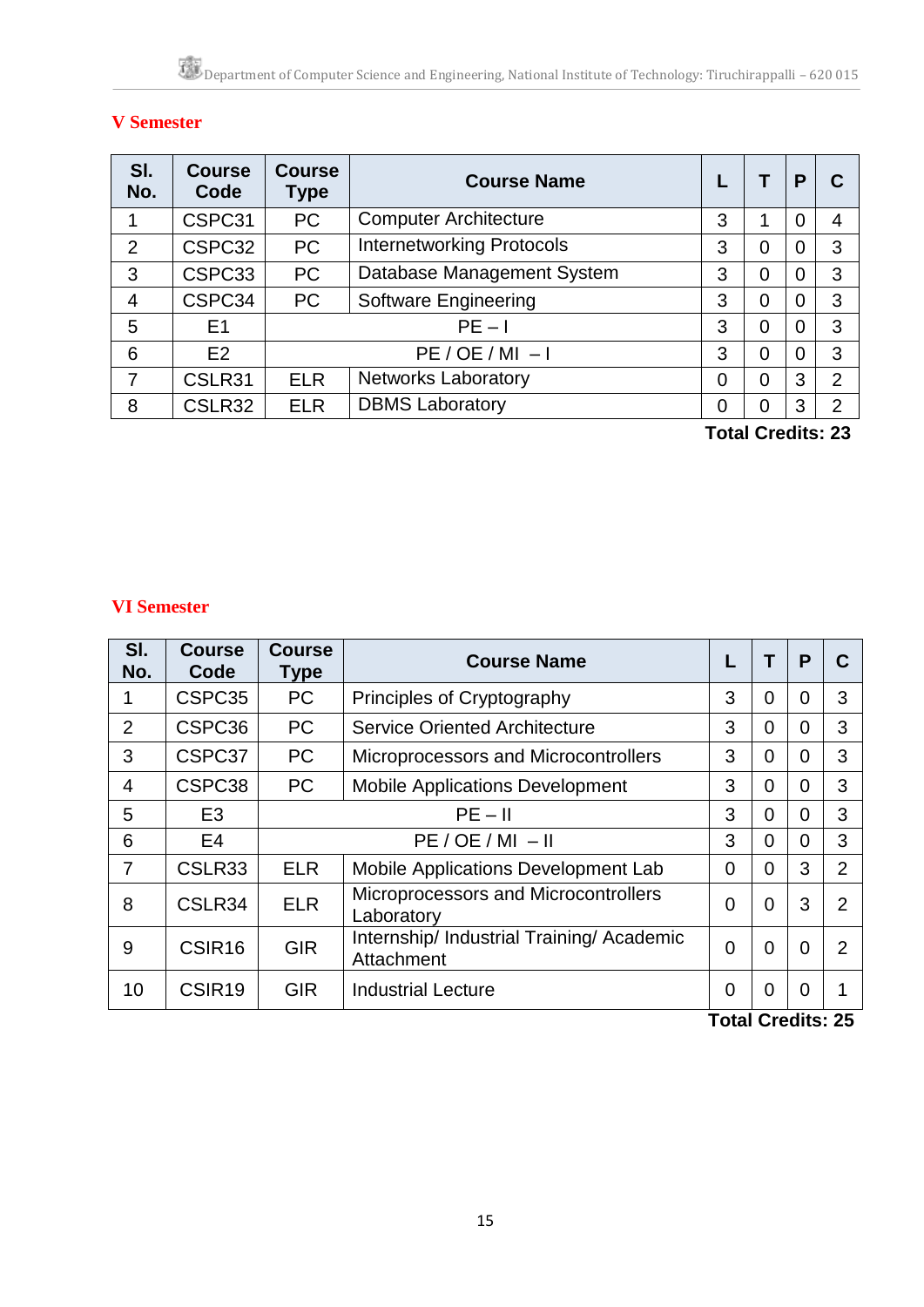## V Semester

| Sl. No. | Course Code | Course Type | Course Name | L | T | P | C |
|---|---|---|---|---|---|---|---|
| 1 | CSPC31 | PC | Computer Architecture | 3 | 1 | 0 | 4 |
| 2 | CSPC32 | PC | Internetworking Protocols | 3 | 0 | 0 | 3 |
| 3 | CSPC33 | PC | Database Management System | 3 | 0 | 0 | 3 |
| 4 | CSPC34 | PC | Software Engineering | 3 | 0 | 0 | 3 |
| 5 | E1 | PE – I | | 3 | 0 | 0 | 3 |
| 6 | E2 | PE / OE / MI – I | | 3 | 0 | 0 | 3 |
| 7 | CSLR31 | ELR | Networks Laboratory | 0 | 0 | 3 | 2 |
| 8 | CSLR32 | ELR | DBMS Laboratory | 0 | 0 | 3 | 2 |

**Total Credits: 23**

## VI Semester

| Sl. No. | Course Code | Course Type | Course Name | L | T | P | C |
|---|---|---|---|---|---|---|---|
| 1 | CSPC35 | PC | Principles of Cryptography | 3 | 0 | 0 | 3 |
| 2 | CSPC36 | PC | Service Oriented Architecture | 3 | 0 | 0 | 3 |
| 3 | CSPC37 | PC | Microprocessors and Microcontrollers | 3 | 0 | 0 | 3 |
| 4 | CSPC38 | PC | Mobile Applications Development | 3 | 0 | 0 | 3 |
| 5 | E3 | PE – II | | 3 | 0 | 0 | 3 |
| 6 | E4 | PE / OE / MI – II | | 3 | 0 | 0 | 3 |
| 7 | CSLR33 | ELR | Mobile Applications Development Lab | 0 | 0 | 3 | 2 |
| 8 | CSLR34 | ELR | Microprocessors and Microcontrollers Laboratory | 0 | 0 | 3 | 2 |
| 9 | CSIR16 | GIR | Internship/ Industrial Training/ Academic Attachment | 0 | 0 | 0 | 2 |
| 10 | CSIR19 | GIR | Industrial Lecture | 0 | 0 | 0 | 1 |

**Total Credits: 25**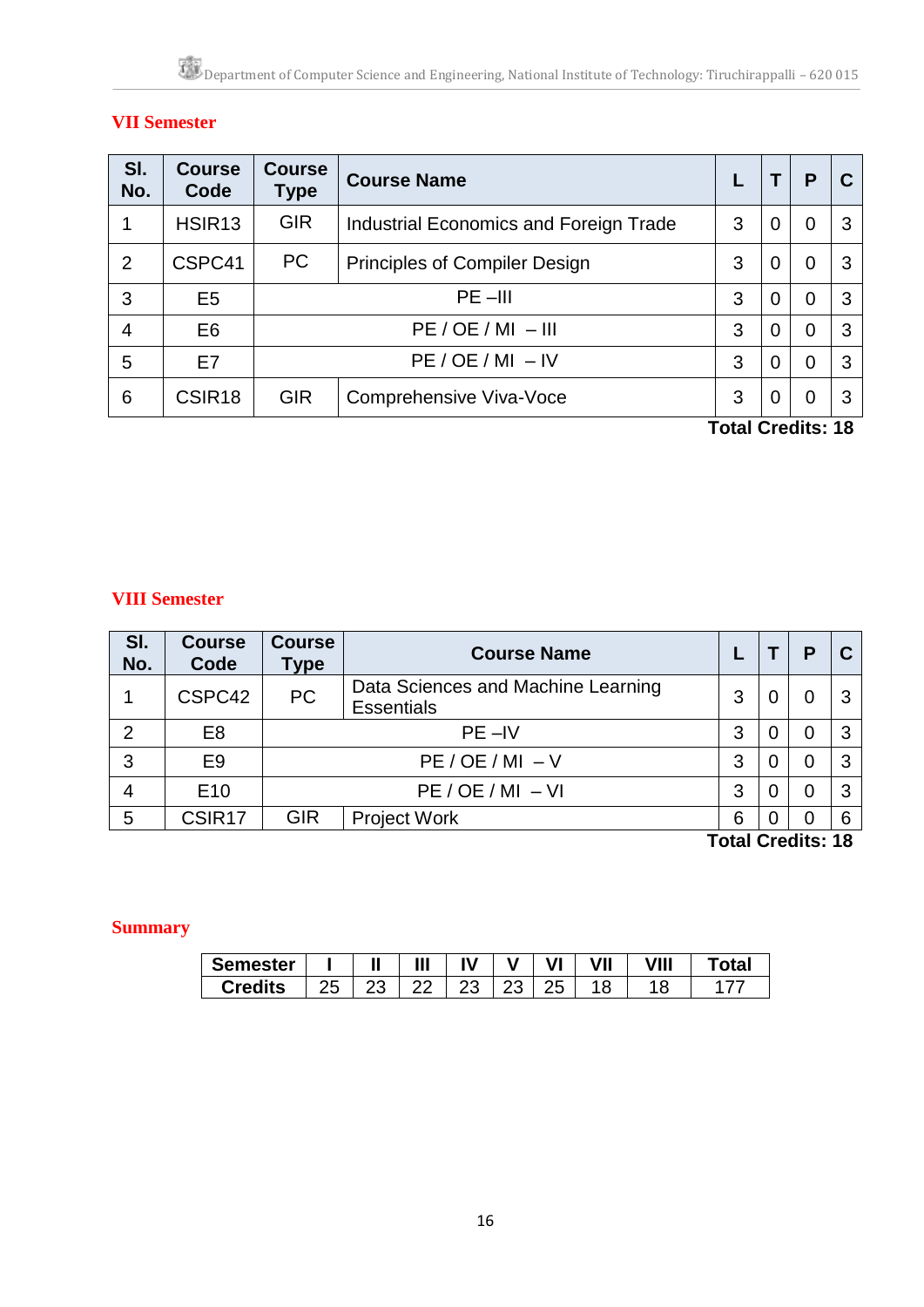## VII Semester

| Sl. No. | Course Code | Course Type | Course Name | L | T | P | C |
|---|---|---|---|---|---|---|---|
| 1 | HSIR13 | GIR | Industrial Economics and Foreign Trade | 3 | 0 | 0 | 3 |
| 2 | CSPC41 | PC | Principles of Compiler Design | 3 | 0 | 0 | 3 |
| 3 | E5 | PE –III | | 3 | 0 | 0 | 3 |
| 4 | E6 | PE / OE / MI – III | | 3 | 0 | 0 | 3 |
| 5 | E7 | PE / OE / MI – IV | | 3 | 0 | 0 | 3 |
| 6 | CSIR18 | GIR | Comprehensive Viva-Voce | 3 | 0 | 0 | 3 |

**Total Credits: 18**

## VIII Semester

| Sl. No. | Course Code | Course Type | Course Name | L | T | P | C |
|---|---|---|---|---|---|---|---|
| 1 | CSPC42 | PC | Data Sciences and Machine Learning Essentials | 3 | 0 | 0 | 3 |
| 2 | E8 | PE –IV | | 3 | 0 | 0 | 3 |
| 3 | E9 | PE / OE / MI – V | | 3 | 0 | 0 | 3 |
| 4 | E10 | PE / OE / MI – VI | | 3 | 0 | 0 | 3 |
| 5 | CSIR17 | GIR | Project Work | 6 | 0 | 0 | 6 |

**Total Credits: 18**

## Summary

| Semester | I | II | III | IV | V | VI | VII | VIII | Total |
|---|---|---|---|---|---|---|---|---|---|
| Credits | 25 | 23 | 22 | 23 | 23 | 25 | 18 | 18 | 177 |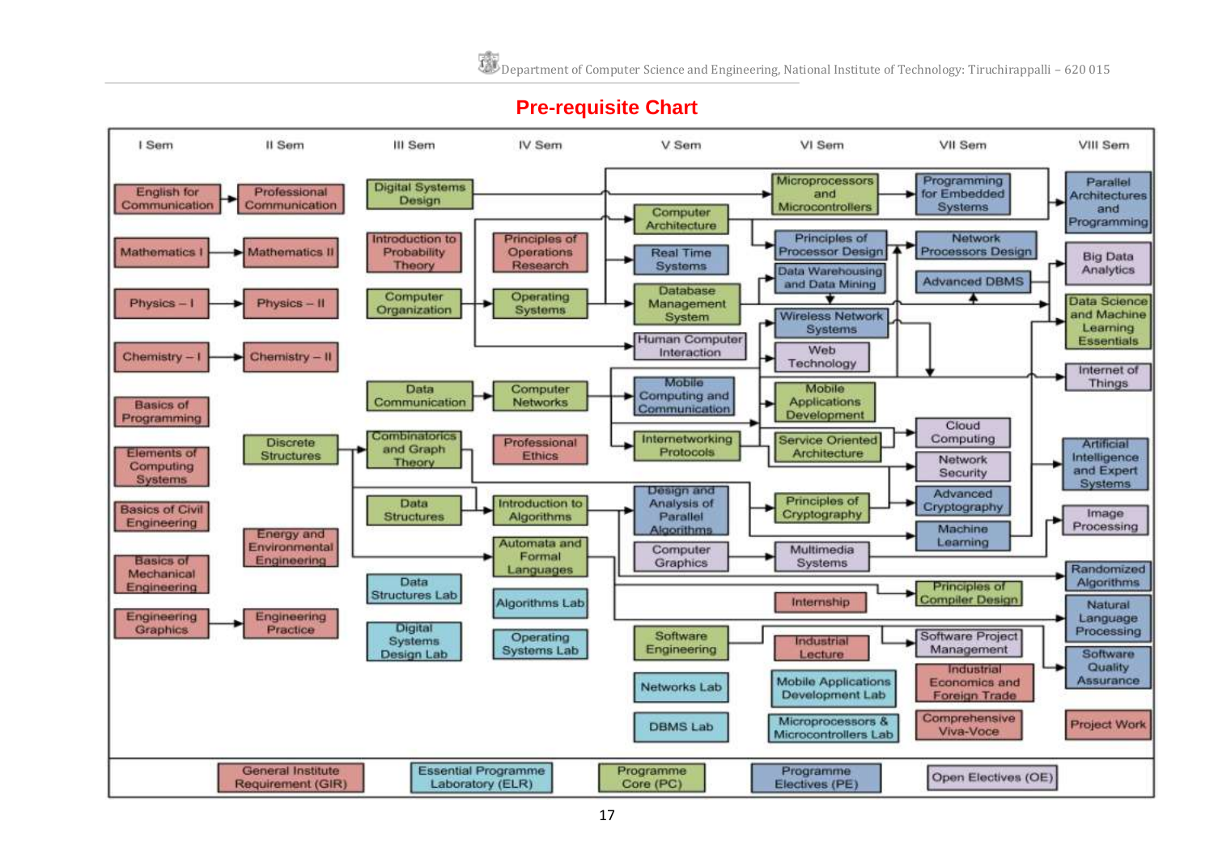# Pre-requisite Chart

| I Sem | II Sem | III Sem | IV Sem | V Sem | VI Sem | VII Sem | VIII Sem |
|---|---|---|---|---|---|---|---|
| English for Communication | Professional Communication | Digital Systems Design | Principles of Operations Research | Computer Architecture | Microprocessors and Microcontrollers | Programming for Embedded Systems | Parallel Architectures and Programming |
| Mathematics I | Mathematics II | Introduction to Probability Theory | Operating Systems | Real Time Systems | Principles of Processor Design | Network Processors Design | Big Data Analytics |
| Physics – I | Physics – II | Computer Organization | Computer Networks | Database Management System | Data Warehousing and Data Mining | Advanced DBMS | Data Science and Machine Learning Essentials |
| Chemistry – I | Chemistry – II | Data Communication | Professional Ethics | Human Computer Interaction | Wireless Network Systems | Cloud Computing | Internet of Things |
| Basics of Programming | Discrete Structures | Combinatorics and Graph Theory | Introduction to Algorithms | Mobile Computing and Communication | Web Technology | Network Security | Artificial Intelligence and Expert Systems |
| Elements of Computing Systems | Energy and Environmental Engineering | Data Structures | Automata and Formal Languages | Internetworking Protocols | Mobile Applications Development | Advanced Cryptography | Image Processing |
| Basics of Civil Engineering | Engineering Practice | Data Structures Lab | Algorithms Lab | Design and Analysis of Parallel Algorithms | Service Oriented Architecture | Machine Learning | Randomized Algorithms |
| Basics of Mechanical Engineering | | Digital Systems Design Lab | Operating Systems Lab | Computer Graphics | Principles of Cryptography | Principles of Compiler Design | Natural Language Processing |
| Engineering Graphics | | | | Software Engineering | Multimedia Systems | Software Project Management | Software Quality Assurance |
| | | | | Networks Lab | Internship | Industrial Economics and Foreign Trade | Project Work |
| | | | | DBMS Lab | Industrial Lecture | Comprehensive Viva-Voce | |
| | | | | | Mobile Applications Development Lab | | |
| | | | | | Microprocessors & Microcontrollers Lab | | |

Legend: General Institute Requirement (GIR) | Essential Programme Laboratory (ELR) | Programme Core (PC) | Programme Electives (PE) | Open Electives (OE)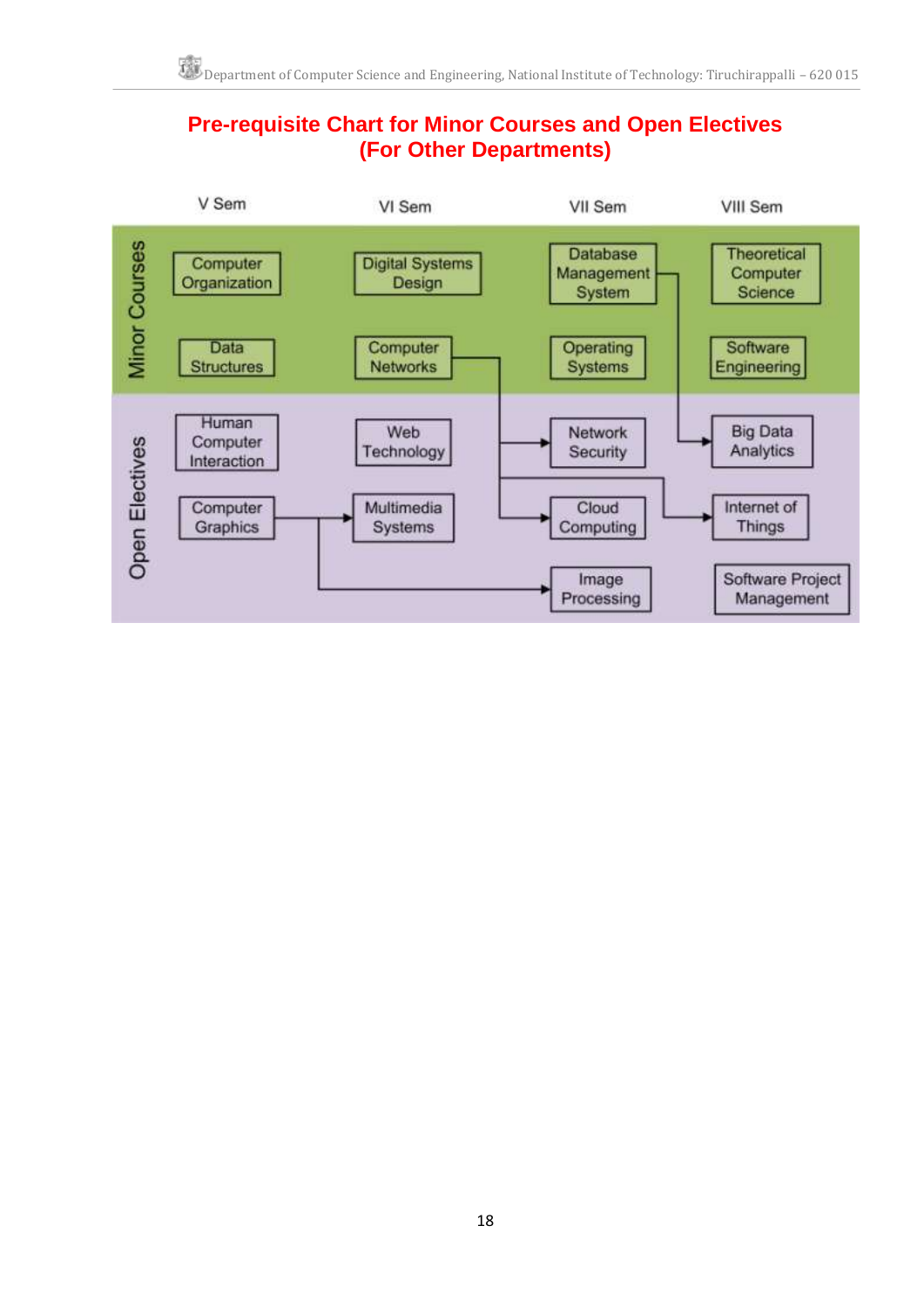# Pre-requisite Chart for Minor Courses and Open Electives (For Other Departments)

V Sem
VI Sem
VII Sem
VIII Sem

Minor Courses

Computer Organization
Digital Systems Design
Database Management System
Theoretical Computer Science
Data Structures
Computer Networks
Operating Systems
Software Engineering

Open Electives

Human Computer Interaction
Web Technology
Network Security
Big Data Analytics
Computer Graphics
Multimedia Systems
Cloud Computing
Internet of Things
Image Processing
Software Project Management